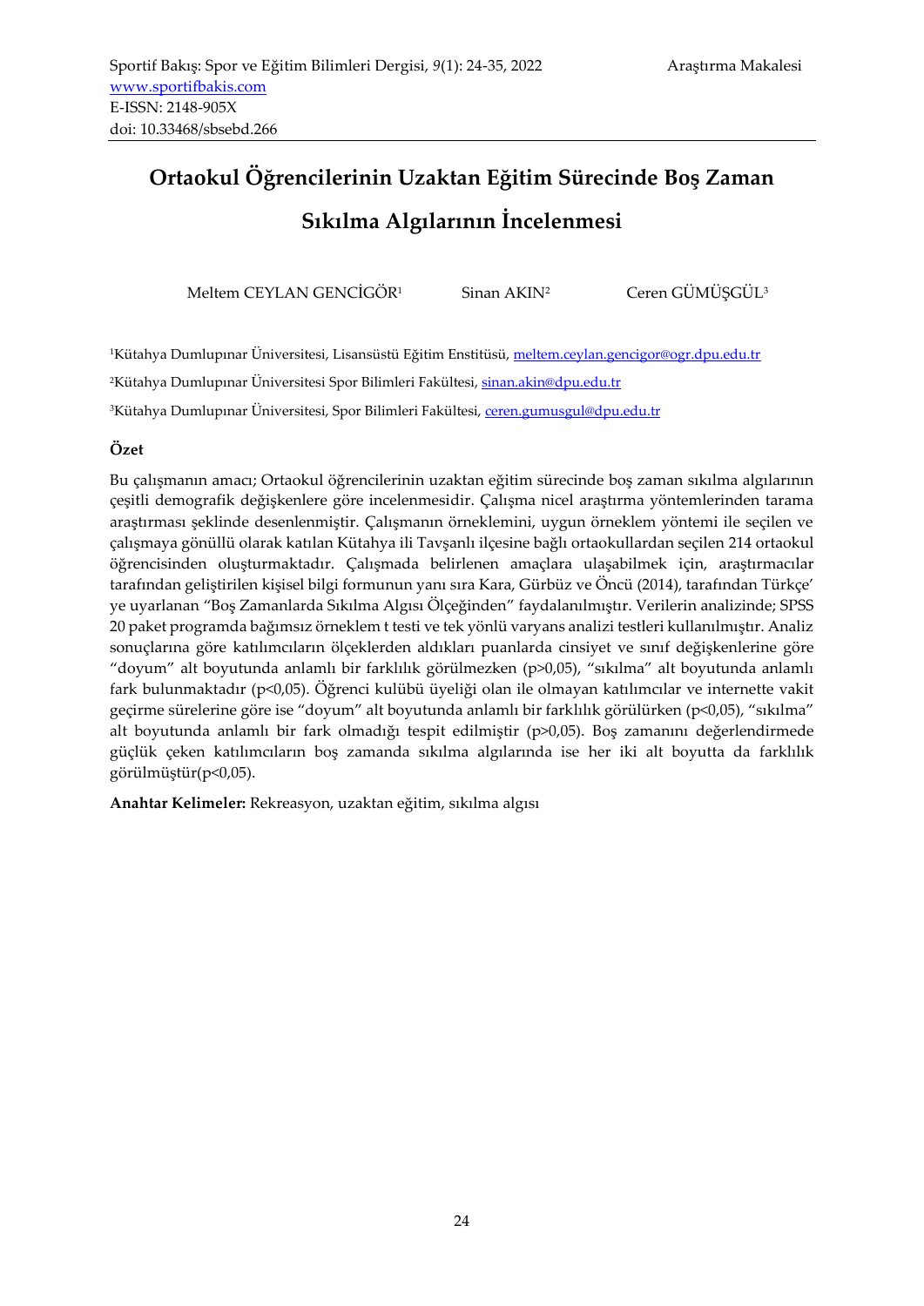# Ortaokul Öğrencilerinin Uzaktan Eğitim Sürecinde Boş Zaman Sıkılma Algılarının İncelenmesi

Meltem CEYLAN GENCİGÖR[1] Sinan AKIN[2] Ceren GÜMÜŞGÜL[3]

[1]Kütahya Dumlupınar Üniversitesi, Lisansüstü Eğitim Enstitüsü, meltem.ceylan.gencigor@ogr.dpu.edu.tr

[2]Kütahya Dumlupınar Üniversitesi Spor Bilimleri Fakültesi, sinan.akin@dpu.edu.tr

[3]Kütahya Dumlupınar Üniversitesi, Spor Bilimleri Fakültesi, ceren.gumusgul@dpu.edu.tr

### Özet

Bu çalışmanın amacı; Ortaokul öğrencilerinin uzaktan eğitim sürecinde boş zaman sıkılma algılarının çeşitli demografik değişkenlere göre incelenmesidir. Çalışma nicel araştırma yöntemlerinden tarama araştırması şeklinde desenlenmiştir. Çalışmanın örneklemini, uygun örneklem yöntemi ile seçilen ve çalışmaya gönüllü olarak katılan Kütahya ili Tavşanlı ilçesine bağlı ortaokullardan seçilen 214 ortaokul öğrencisinden oluşturmaktadır. Çalışmada belirlenen amaçlara ulaşabilmek için, araştırmacılar tarafından geliştirilen kişisel bilgi formunun yanı sıra Kara, Gürbüz ve Öncü (2014), tarafından Türkçe' ye uyarlanan "Boş Zamanlarda Sıkılma Algısı Ölçeğinden" faydalanılmıştır. Verilerin analizinde; SPSS 20 paket programda bağımsız örneklem t testi ve tek yönlü varyans analizi testleri kullanılmıştır. Analiz sonuçlarına göre katılımcıların ölçeklerden aldıkları puanlarda cinsiyet ve sınıf değişkenlerine göre "doyum" alt boyutunda anlamlı bir farklılık görülmezken ($p>0,05$), "sıkılma" alt boyutunda anlamlı fark bulunmaktadır ($p<0,05$). Öğrenci kulübü üyeliği olan ile olmayan katılımcılar ve internette vakit geçirme sürelerine göre ise "doyum" alt boyutunda anlamlı bir farklılık görülürken ($p<0,05$), "sıkılma" alt boyutunda anlamlı bir fark olmadığı tespit edilmiştir ($p>0,05$). Boş zamanını değerlendirmede güçlük çeken katılımcıların boş zamanda sıkılma algılarında ise her iki alt boyutta da farklılık görülmüştür($p<0,05$).

**Anahtar Kelimeler:** Rekreasyon, uzaktan eğitim, sıkılma algısı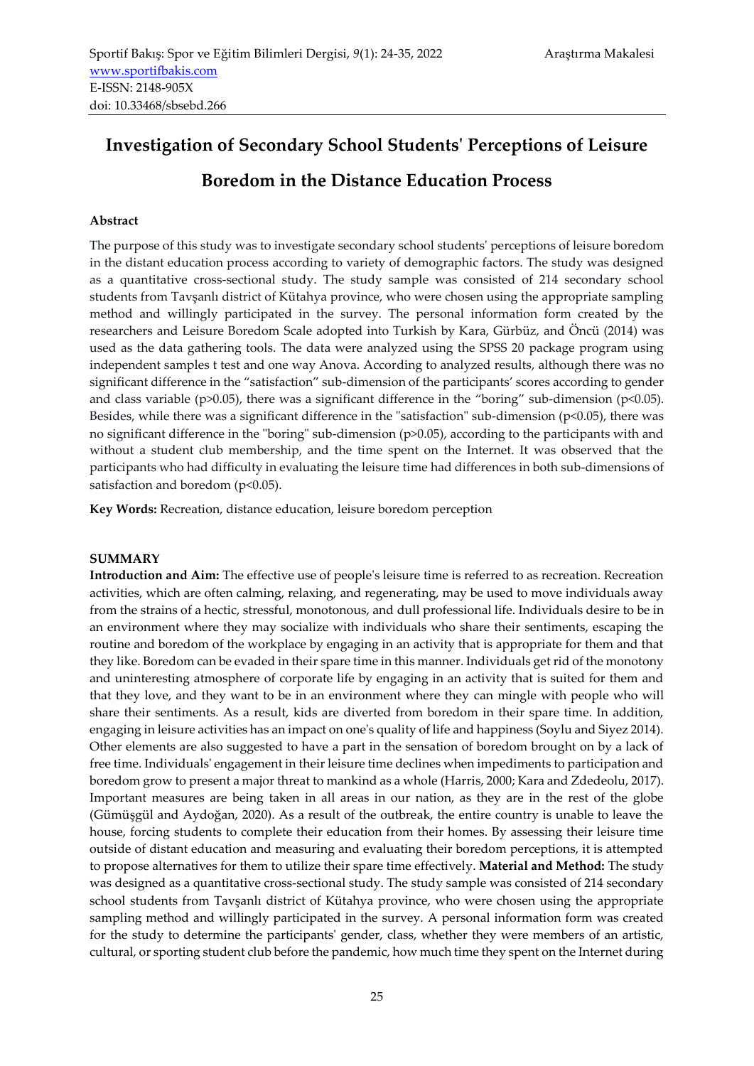# Investigation of Secondary School Students' Perceptions of Leisure Boredom in the Distance Education Process

**Abstract**

The purpose of this study was to investigate secondary school students' perceptions of leisure boredom in the distant education process according to variety of demographic factors. The study was designed as a quantitative cross-sectional study. The study sample was consisted of 214 secondary school students from Tavşanlı district of Kütahya province, who were chosen using the appropriate sampling method and willingly participated in the survey. The personal information form created by the researchers and Leisure Boredom Scale adopted into Turkish by Kara, Gürbüz, and Öncü (2014) was used as the data gathering tools. The data were analyzed using the SPSS 20 package program using independent samples t test and one way Anova. According to analyzed results, although there was no significant difference in the "satisfaction" sub-dimension of the participants' scores according to gender and class variable ($p>0.05$), there was a significant difference in the "boring" sub-dimension ($p<0.05$). Besides, while there was a significant difference in the "satisfaction" sub-dimension ($p<0.05$), there was no significant difference in the "boring" sub-dimension ($p>0.05$), according to the participants with and without a student club membership, and the time spent on the Internet. It was observed that the participants who had difficulty in evaluating the leisure time had differences in both sub-dimensions of satisfaction and boredom ($p<0.05$).

**Key Words:** Recreation, distance education, leisure boredom perception

**SUMMARY**

**Introduction and Aim:** The effective use of people's leisure time is referred to as recreation. Recreation activities, which are often calming, relaxing, and regenerating, may be used to move individuals away from the strains of a hectic, stressful, monotonous, and dull professional life. Individuals desire to be in an environment where they may socialize with individuals who share their sentiments, escaping the routine and boredom of the workplace by engaging in an activity that is appropriate for them and that they like. Boredom can be evaded in their spare time in this manner. Individuals get rid of the monotony and uninteresting atmosphere of corporate life by engaging in an activity that is suited for them and that they love, and they want to be in an environment where they can mingle with people who will share their sentiments. As a result, kids are diverted from boredom in their spare time. In addition, engaging in leisure activities has an impact on one's quality of life and happiness (Soylu and Siyez 2014). Other elements are also suggested to have a part in the sensation of boredom brought on by a lack of free time. Individuals' engagement in their leisure time declines when impediments to participation and boredom grow to present a major threat to mankind as a whole (Harris, 2000; Kara and Zdedeolu, 2017). Important measures are being taken in all areas in our nation, as they are in the rest of the globe (Gümüşgül and Aydoğan, 2020). As a result of the outbreak, the entire country is unable to leave the house, forcing students to complete their education from their homes. By assessing their leisure time outside of distant education and measuring and evaluating their boredom perceptions, it is attempted to propose alternatives for them to utilize their spare time effectively. **Material and Method:** The study was designed as a quantitative cross-sectional study. The study sample was consisted of 214 secondary school students from Tavşanlı district of Kütahya province, who were chosen using the appropriate sampling method and willingly participated in the survey. A personal information form was created for the study to determine the participants' gender, class, whether they were members of an artistic, cultural, or sporting student club before the pandemic, how much time they spent on the Internet during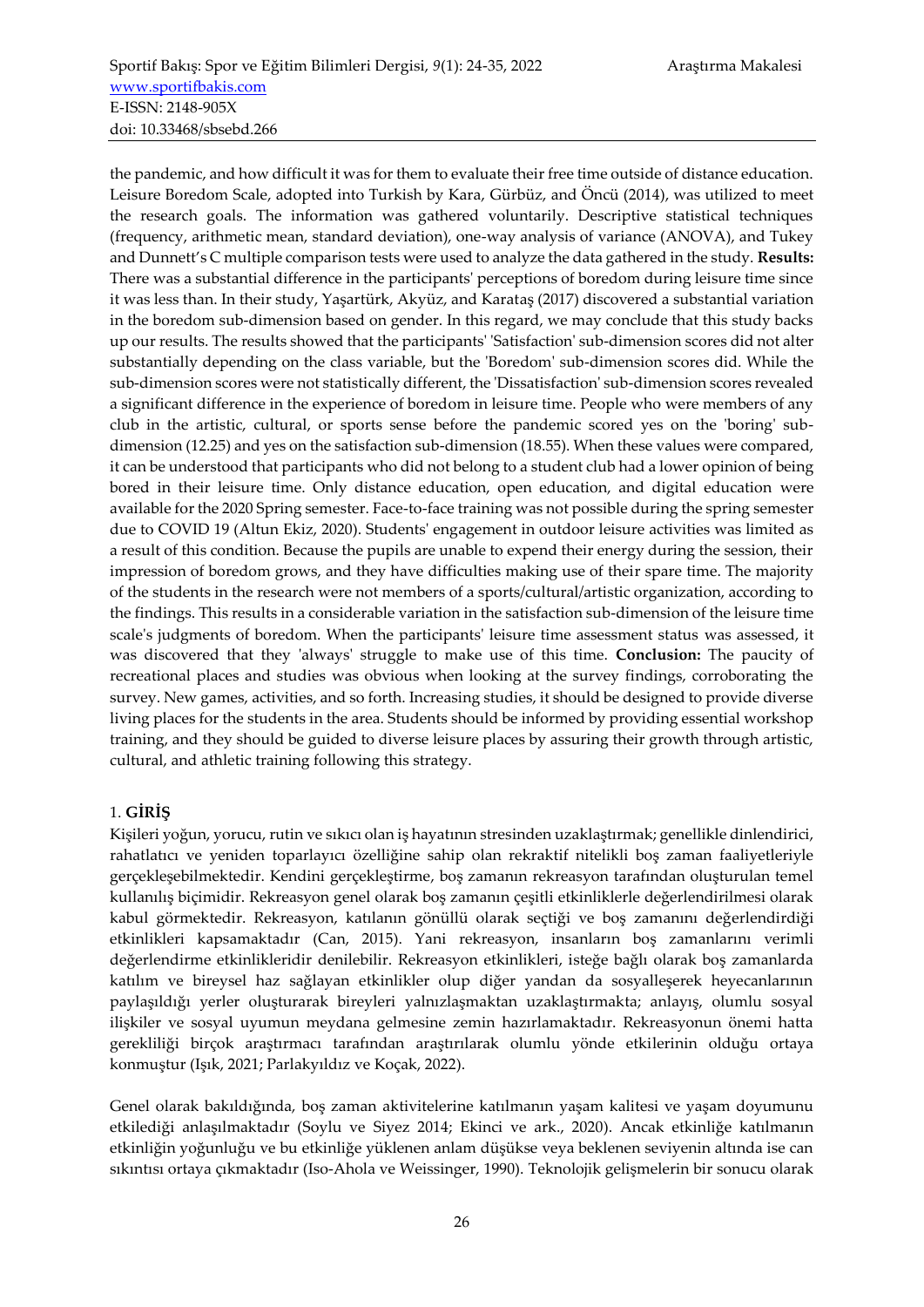the pandemic, and how difficult it was for them to evaluate their free time outside of distance education. Leisure Boredom Scale, adopted into Turkish by Kara, Gürbüz, and Öncü (2014), was utilized to meet the research goals. The information was gathered voluntarily. Descriptive statistical techniques (frequency, arithmetic mean, standard deviation), one-way analysis of variance (ANOVA), and Tukey and Dunnett's C multiple comparison tests were used to analyze the data gathered in the study. **Results:** There was a substantial difference in the participants' perceptions of boredom during leisure time since it was less than. In their study, Yaşartürk, Akyüz, and Karataş (2017) discovered a substantial variation in the boredom sub-dimension based on gender. In this regard, we may conclude that this study backs up our results. The results showed that the participants' 'Satisfaction' sub-dimension scores did not alter substantially depending on the class variable, but the 'Boredom' sub-dimension scores did. While the sub-dimension scores were not statistically different, the 'Dissatisfaction' sub-dimension scores revealed a significant difference in the experience of boredom in leisure time. People who were members of any club in the artistic, cultural, or sports sense before the pandemic scored yes on the 'boring' sub-dimension (12.25) and yes on the satisfaction sub-dimension (18.55). When these values were compared, it can be understood that participants who did not belong to a student club had a lower opinion of being bored in their leisure time. Only distance education, open education, and digital education were available for the 2020 Spring semester. Face-to-face training was not possible during the spring semester due to COVID 19 (Altun Ekiz, 2020). Students' engagement in outdoor leisure activities was limited as a result of this condition. Because the pupils are unable to expend their energy during the session, their impression of boredom grows, and they have difficulties making use of their spare time. The majority of the students in the research were not members of a sports/cultural/artistic organization, according to the findings. This results in a considerable variation in the satisfaction sub-dimension of the leisure time scale's judgments of boredom. When the participants' leisure time assessment status was assessed, it was discovered that they 'always' struggle to make use of this time. **Conclusion:** The paucity of recreational places and studies was obvious when looking at the survey findings, corroborating the survey. New games, activities, and so forth. Increasing studies, it should be designed to provide diverse living places for the students in the area. Students should be informed by providing essential workshop training, and they should be guided to diverse leisure places by assuring their growth through artistic, cultural, and athletic training following this strategy.

## 1. GİRİŞ

Kişileri yoğun, yorucu, rutin ve sıkıcı olan iş hayatının stresinden uzaklaştırmak; genellikle dinlendirici, rahatlatıcı ve yeniden toparlayıcı özelliğine sahip olan rekraktif nitelikli boş zaman faaliyetleriyle gerçekleşebilmektedir. Kendini gerçekleştirme, boş zamanın rekreasyon tarafından oluşturulan temel kullanılış biçimidir. Rekreasyon genel olarak boş zamanın çeşitli etkinliklerle değerlendirilmesi olarak kabul görmektedir. Rekreasyon, katılanın gönüllü olarak seçtiği ve boş zamanını değerlendirdiği etkinlikleri kapsamaktadır (Can, 2015). Yani rekreasyon, insanların boş zamanlarını verimli değerlendirme etkinlikleridir denilebilir. Rekreasyon etkinlikleri, isteğe bağlı olarak boş zamanlarda katılım ve bireysel haz sağlayan etkinlikler olup diğer yandan da sosyalleşerek heyecanlarının paylaşıldığı yerler oluşturarak bireyleri yalnızlaşmaktan uzaklaştırmakta; anlayış, olumlu sosyal ilişkiler ve sosyal uyumun meydana gelmesine zemin hazırlamaktadır. Rekreasyonun önemi hatta gerekliliği birçok araştırmacı tarafından araştırılarak olumlu yönde etkilerinin olduğu ortaya konmuştur (Işık, 2021; Parlakyıldız ve Koçak, 2022).

Genel olarak bakıldığında, boş zaman aktivitelerine katılmanın yaşam kalitesi ve yaşam doyumunu etkilediği anlaşılmaktadır (Soylu ve Siyez 2014; Ekinci ve ark., 2020). Ancak etkinliğe katılmanın etkinliğin yoğunluğu ve bu etkinliğe yüklenen anlam düşükse veya beklenen seviyenin altında ise can sıkıntısı ortaya çıkmaktadır (Iso-Ahola ve Weissinger, 1990). Teknolojik gelişmelerin bir sonucu olarak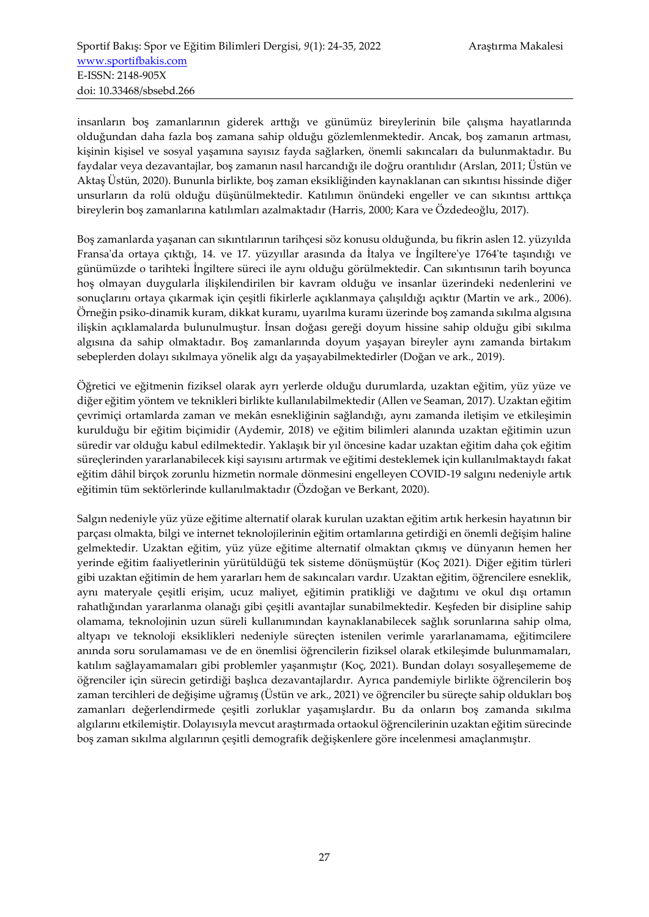insanların boş zamanlarının giderek arttığı ve günümüz bireylerinin bile çalışma hayatlarında olduğundan daha fazla boş zamana sahip olduğu gözlemlenmektedir. Ancak, boş zamanın artması, kişinin kişisel ve sosyal yaşamına sayısız fayda sağlarken, önemli sakıncaları da bulunmaktadır. Bu faydalar veya dezavantajlar, boş zamanın nasıl harcandığı ile doğru orantılıdır (Arslan, 2011; Üstün ve Aktaş Üstün, 2020). Bununla birlikte, boş zaman eksikliğinden kaynaklanan can sıkıntısı hissinde diğer unsurların da rolü olduğu düşünülmektedir. Katılımın önündeki engeller ve can sıkıntısı arttıkça bireylerin boş zamanlarına katılımları azalmaktadır (Harris, 2000; Kara ve Özdedeoğlu, 2017).

Boş zamanlarda yaşanan can sıkıntılarının tarihçesi söz konusu olduğunda, bu fikrin aslen 12. yüzyılda Fransa'da ortaya çıktığı, 14. ve 17. yüzyıllar arasında da İtalya ve İngiltere'ye 1764'te taşındığı ve günümüzde o tarihteki İngiltere süreci ile aynı olduğu görülmektedir. Can sıkıntısının tarih boyunca hoş olmayan duygularla ilişkilendirilen bir kavram olduğu ve insanlar üzerindeki nedenlerini ve sonuçlarını ortaya çıkarmak için çeşitli fikirlerle açıklanmaya çalışıldığı açıktır (Martin ve ark., 2006). Örneğin psiko-dinamik kuram, dikkat kuramı, uyarılma kuramı üzerinde boş zamanda sıkılma algısına ilişkin açıklamalarda bulunulmuştur. İnsan doğası gereği doyum hissine sahip olduğu gibi sıkılma algısına da sahip olmaktadır. Boş zamanlarında doyum yaşayan bireyler aynı zamanda birtakım sebeplerden dolayı sıkılmaya yönelik algı da yaşayabilmektedirler (Doğan ve ark., 2019).

Öğretici ve eğitmenin fiziksel olarak ayrı yerlerde olduğu durumlarda, uzaktan eğitim, yüz yüze ve diğer eğitim yöntem ve teknikleri birlikte kullanılabilmektedir (Allen ve Seaman, 2017). Uzaktan eğitim çevrimiçi ortamlarda zaman ve mekân esnekliğinin sağlandığı, aynı zamanda iletişim ve etkileşimin kurulduğu bir eğitim biçimidir (Aydemir, 2018) ve eğitim bilimleri alanında uzaktan eğitimin uzun süredir var olduğu kabul edilmektedir. Yaklaşık bir yıl öncesine kadar uzaktan eğitim daha çok eğitim süreçlerinden yararlanabilecek kişi sayısını artırmak ve eğitimi desteklemek için kullanılmaktaydı fakat eğitim dâhil birçok zorunlu hizmetin normale dönmesini engelleyen COVID-19 salgını nedeniyle artık eğitimin tüm sektörlerinde kullanılmaktadır (Özdoğan ve Berkant, 2020).

Salgın nedeniyle yüz yüze eğitime alternatif olarak kurulan uzaktan eğitim artık herkesin hayatının bir parçası olmakta, bilgi ve internet teknolojilerinin eğitim ortamlarına getirdiği en önemli değişim haline gelmektedir. Uzaktan eğitim, yüz yüze eğitime alternatif olmaktan çıkmış ve dünyanın hemen her yerinde eğitim faaliyetlerinin yürütüldüğü tek sisteme dönüşmüştür (Koç 2021). Diğer eğitim türleri gibi uzaktan eğitimin de hem yararları hem de sakıncaları vardır. Uzaktan eğitim, öğrencilere esneklik, aynı materyale çeşitli erişim, ucuz maliyet, eğitimin pratikliği ve dağıtımı ve okul dışı ortamın rahatlığından yararlanma olanağı gibi çeşitli avantajlar sunabilmektedir. Keşfeden bir disipline sahip olamama, teknolojinin uzun süreli kullanımından kaynaklanabilecek sağlık sorunlarına sahip olma, altyapı ve teknoloji eksiklikleri nedeniyle süreçten istenilen verimle yararlanamama, eğitimcilere anında soru sorulamaması ve de en önemlisi öğrencilerin fiziksel olarak etkileşimde bulunmamaları, katılım sağlayamamaları gibi problemler yaşanmıştır (Koç, 2021). Bundan dolayı sosyalleşememe de öğrenciler için sürecin getirdiği başlıca dezavantajlardır. Ayrıca pandemiyle birlikte öğrencilerin boş zaman tercihleri de değişime uğramış (Üstün ve ark., 2021) ve öğrenciler bu süreçte sahip oldukları boş zamanları değerlendirmede çeşitli zorluklar yaşamışlardır. Bu da onların boş zamanda sıkılma algılarını etkilemiştir. Dolayısıyla mevcut araştırmada ortaokul öğrencilerinin uzaktan eğitim sürecinde boş zaman sıkılma algılarının çeşitli demografik değişkenlere göre incelenmesi amaçlanmıştır.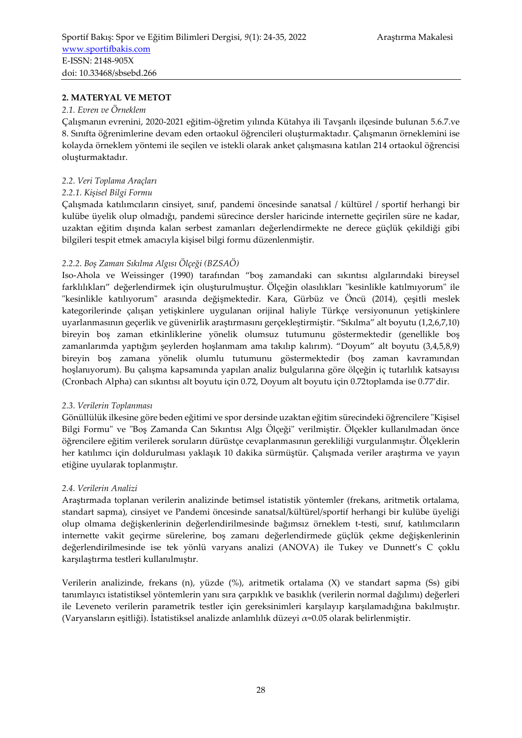## 2. MATERYAL VE METOT

### *2.1. Evren ve Örneklem*

Çalışmanın evrenini, 2020-2021 eğitim-öğretim yılında Kütahya ili Tavşanlı ilçesinde bulunan 5.6.7.ve 8. Sınıfta öğrenimlerine devam eden ortaokul öğrencileri oluşturmaktadır. Çalışmanın örneklemini ise kolayda örneklem yöntemi ile seçilen ve istekli olarak anket çalışmasına katılan 214 ortaokul öğrencisi oluşturmaktadır.

### *2.2. Veri Toplama Araçları*

#### *2.2.1. Kişisel Bilgi Formu*

Çalışmada katılımcıların cinsiyet, sınıf, pandemi öncesinde sanatsal / kültürel / sportif herhangi bir kulübe üyelik olup olmadığı, pandemi sürecince dersler haricinde internette geçirilen süre ne kadar, uzaktan eğitim dışında kalan serbest zamanları değerlendirmekte ne derece güçlük çekildiği gibi bilgileri tespit etmek amacıyla kişisel bilgi formu düzenlenmiştir.

#### *2.2.2. Boş Zaman Sıkılma Algısı Ölçeği (BZSAÖ)*

Iso-Ahola ve Weissinger (1990) tarafından "boş zamandaki can sıkıntısı algılarındaki bireysel farklılıkları" değerlendirmek için oluşturulmuştur. Ölçeğin olasılıkları "kesinlikle katılmıyorum" ile "kesinlikle katılıyorum" arasında değişmektedir. Kara, Gürbüz ve Öncü (2014), çeşitli meslek kategorilerinde çalışan yetişkinlere uygulanan orijinal haliyle Türkçe versiyonunun yetişkinlere uyarlanmasının geçerlik ve güvenirlik araştırmasını gerçekleştirmiştir. "Sıkılma" alt boyutu (1,2,6,7,10) bireyin boş zaman etkinliklerine yönelik olumsuz tutumunu göstermektedir (genellikle boş zamanlarımda yaptığım şeylerden hoşlanmam ama takılıp kalırım). "Doyum" alt boyutu (3,4,5,8,9) bireyin boş zamana yönelik olumlu tutumunu göstermektedir (boş zaman kavramından hoşlanıyorum). Bu çalışma kapsamında yapılan analiz bulgularına göre ölçeğin iç tutarlılık katsayısı (Cronbach Alpha) can sıkıntısı alt boyutu için 0.72, Doyum alt boyutu için 0.72toplamda ise 0.77'dir.

### *2.3. Verilerin Toplanması*

Gönüllülük ilkesine göre beden eğitimi ve spor dersinde uzaktan eğitim sürecindeki öğrencilere "Kişisel Bilgi Formu" ve "Boş Zamanda Can Sıkıntısı Algı Ölçeği" verilmiştir. Ölçekler kullanılmadan önce öğrencilere eğitim verilerek soruların dürüstçe cevaplanmasının gerekliliği vurgulanmıştır. Ölçeklerin her katılımcı için doldurulması yaklaşık 10 dakika sürmüştür. Çalışmada veriler araştırma ve yayın etiğine uyularak toplanmıştır.

### *2.4. Verilerin Analizi*

Araştırmada toplanan verilerin analizinde betimsel istatistik yöntemler (frekans, aritmetik ortalama, standart sapma), cinsiyet ve Pandemi öncesinde sanatsal/kültürel/sportif herhangi bir kulübe üyeliği olup olmama değişkenlerinin değerlendirilmesinde bağımsız örneklem t-testi, sınıf, katılımcıların internette vakit geçirme sürelerine, boş zamanı değerlendirmede güçlük çekme değişkenlerinin değerlendirilmesinde ise tek yönlü varyans analizi (ANOVA) ile Tukey ve Dunnett's C çoklu karşılaştırma testleri kullanılmıştır.

Verilerin analizinde, frekans (n), yüzde (%), aritmetik ortalama (X) ve standart sapma (Ss) gibi tanımlayıcı istatistiksel yöntemlerin yanı sıra çarpıklık ve basıklık (verilerin normal dağılımı) değerleri ile Leveneto verilerin parametrik testler için gereksinimleri karşılayıp karşılamadığına bakılmıştır. (Varyansların eşitliği). İstatistiksel analizde anlamlılık düzeyi $\alpha$=0.05 olarak belirlenmiştir.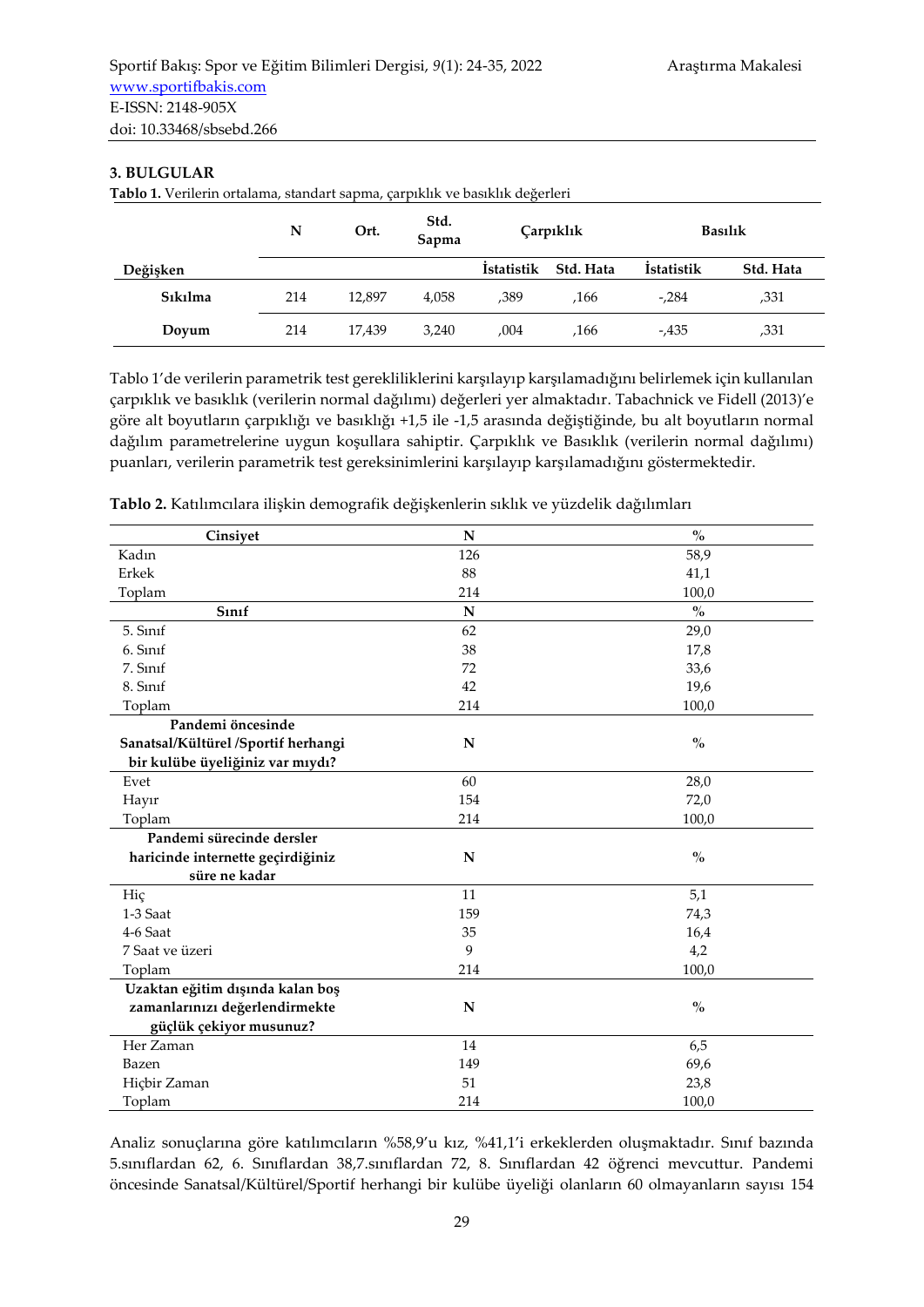## 3. BULGULAR

**Tablo 1.** Verilerin ortalama, standart sapma, çarpıklık ve basıklık değerleri

| | N | Ort. | Std. Sapma | Çarpıklık | | Basıklık | |
|---|---|---|---|---|---|---|---|
| **Değişken** | | | | **İstatistik** | **Std. Hata** | **İstatistik** | **Std. Hata** |
| **Sıkılma** | 214 | 12,897 | 4,058 | ,389 | ,166 | -,284 | ,331 |
| **Doyum** | 214 | 17,439 | 3,240 | ,004 | ,166 | -,435 | ,331 |

Tablo 1'de verilerin parametrik test gerekliliklerini karşılayıp karşılamadığını belirlemek için kullanılan çarpıklık ve basıklık (verilerin normal dağılımı) değerleri yer almaktadır. Tabachnick ve Fidell (2013)'e göre alt boyutların çarpıklığı ve basıklığı +1,5 ile -1,5 arasında değiştiğinde, bu alt boyutların normal dağılım parametrelerine uygun koşullara sahiptir. Çarpıklık ve Basıklık (verilerin normal dağılımı) puanları, verilerin parametrik test gereksinimlerini karşılayıp karşılamadığını göstermektedir.

**Tablo 2.** Katılımcılara ilişkin demografik değişkenlerin sıklık ve yüzdelik dağılımları

| **Cinsiyet** | **N** | **%** |
|---|---|---|
| Kadın | 126 | 58,9 |
| Erkek | 88 | 41,1 |
| Toplam | 214 | 100,0 |
| **Sınıf** | **N** | **%** |
| 5. Sınıf | 62 | 29,0 |
| 6. Sınıf | 38 | 17,8 |
| 7. Sınıf | 72 | 33,6 |
| 8. Sınıf | 42 | 19,6 |
| Toplam | 214 | 100,0 |
| **Pandemi öncesinde Sanatsal/Kültürel /Sportif herhangi bir kulübe üyeliğiniz var mıydı?** | **N** | **%** |
| Evet | 60 | 28,0 |
| Hayır | 154 | 72,0 |
| Toplam | 214 | 100,0 |
| **Pandemi sürecinde dersler haricinde internette geçirdiğiniz süre ne kadar** | **N** | **%** |
| Hiç | 11 | 5,1 |
| 1-3 Saat | 159 | 74,3 |
| 4-6 Saat | 35 | 16,4 |
| 7 Saat ve üzeri | 9 | 4,2 |
| Toplam | 214 | 100,0 |
| **Uzaktan eğitim dışında kalan boş zamanlarınızı değerlendirmekte güçlük çekiyor musunuz?** | **N** | **%** |
| Her Zaman | 14 | 6,5 |
| Bazen | 149 | 69,6 |
| Hiçbir Zaman | 51 | 23,8 |
| Toplam | 214 | 100,0 |

Analiz sonuçlarına göre katılımcıların %58,9'u kız, %41,1'i erkeklerden oluşmaktadır. Sınıf bazında 5.sınıflardan 62, 6. Sınıflardan 38,7.sınıflardan 72, 8. Sınıflardan 42 öğrenci mevcuttur. Pandemi öncesinde Sanatsal/Kültürel/Sportif herhangi bir kulübe üyeliği olanların 60 olmayanların sayısı 154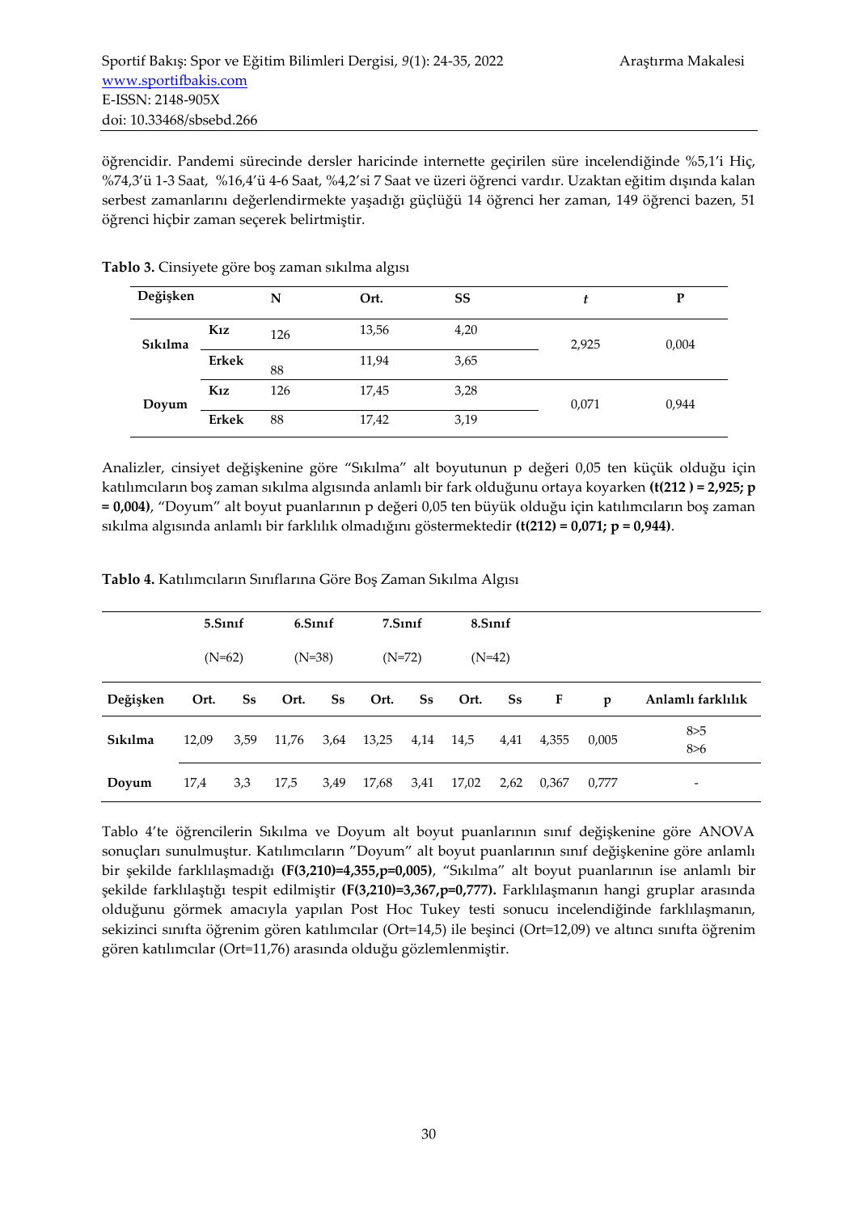öğrencidir. Pandemi sürecinde dersler haricinde internette geçirilen süre incelendiğinde %5,1'i Hiç, %74,3'ü 1-3 Saat, %16,4'ü 4-6 Saat, %4,2'si 7 Saat ve üzeri öğrenci vardır. Uzaktan eğitim dışında kalan serbest zamanlarını değerlendirmekte yaşadığı güçlüğü 14 öğrenci her zaman, 149 öğrenci bazen, 51 öğrenci hiçbir zaman seçerek belirtmiştir.

**Tablo 3.** Cinsiyete göre boş zaman sıkılma algısı

| Değişken | | N | Ort. | SS | *t* | P |
|---|---|---|---|---|---|---|
| **Sıkılma** | **Kız** | 126 | 13,56 | 4,20 | 2,925 | 0,004 |
| | **Erkek** | 88 | 11,94 | 3,65 | | |
| **Doyum** | **Kız** | 126 | 17,45 | 3,28 | 0,071 | 0,944 |
| | **Erkek** | 88 | 17,42 | 3,19 | | |

Analizler, cinsiyet değişkenine göre "Sıkılma" alt boyutunun p değeri 0,05 ten küçük olduğu için katılımcıların boş zaman sıkılma algısında anlamlı bir fark olduğunu ortaya koyarken **(t(212 ) = 2,925; p = 0,004)**, "Doyum" alt boyut puanlarının p değeri 0,05 ten büyük olduğu için katılımcıların boş zaman sıkılma algısında anlamlı bir farklılık olmadığını göstermektedir **(t(212) = 0,071; p = 0,944)**.

**Tablo 4.** Katılımcıların Sınıflarına Göre Boş Zaman Sıkılma Algısı

| | **5.Sınıf** (N=62) | | **6.Sınıf** (N=38) | | **7.Sınıf** (N=72) | | **8.Sınıf** (N=42) | | | | |
|---|---|---|---|---|---|---|---|---|---|---|---|
| **Değişken** | **Ort.** | **Ss** | **Ort.** | **Ss** | **Ort.** | **Ss** | **Ort.** | **Ss** | **F** | **p** | **Anlamlı farklılık** |
| **Sıkılma** | 12,09 | 3,59 | 11,76 | 3,64 | 13,25 | 4,14 | 14,5 | 4,41 | 4,355 | 0,005 | 8>5 8>6 |
| **Doyum** | 17,4 | 3,3 | 17,5 | 3,49 | 17,68 | 3,41 | 17,02 | 2,62 | 0,367 | 0,777 | - |

Tablo 4'te öğrencilerin Sıkılma ve Doyum alt boyut puanlarının sınıf değişkenine göre ANOVA sonuçları sunulmuştur. Katılımcıların "Doyum" alt boyut puanlarının sınıf değişkenine göre anlamlı bir şekilde farklılaşmadığı **(F(3,210)=4,355,p=0,005)**, "Sıkılma" alt boyut puanlarının ise anlamlı bir şekilde farklılaştığı tespit edilmiştir **(F(3,210)=3,367,p=0,777).** Farklılaşmanın hangi gruplar arasında olduğunu görmek amacıyla yapılan Post Hoc Tukey testi sonucu incelendiğinde farklılaşmanın, sekizinci sınıfta öğrenim gören katılımcılar (Ort=14,5) ile beşinci (Ort=12,09) ve altıncı sınıfta öğrenim gören katılımcılar (Ort=11,76) arasında olduğu gözlemlenmiştir.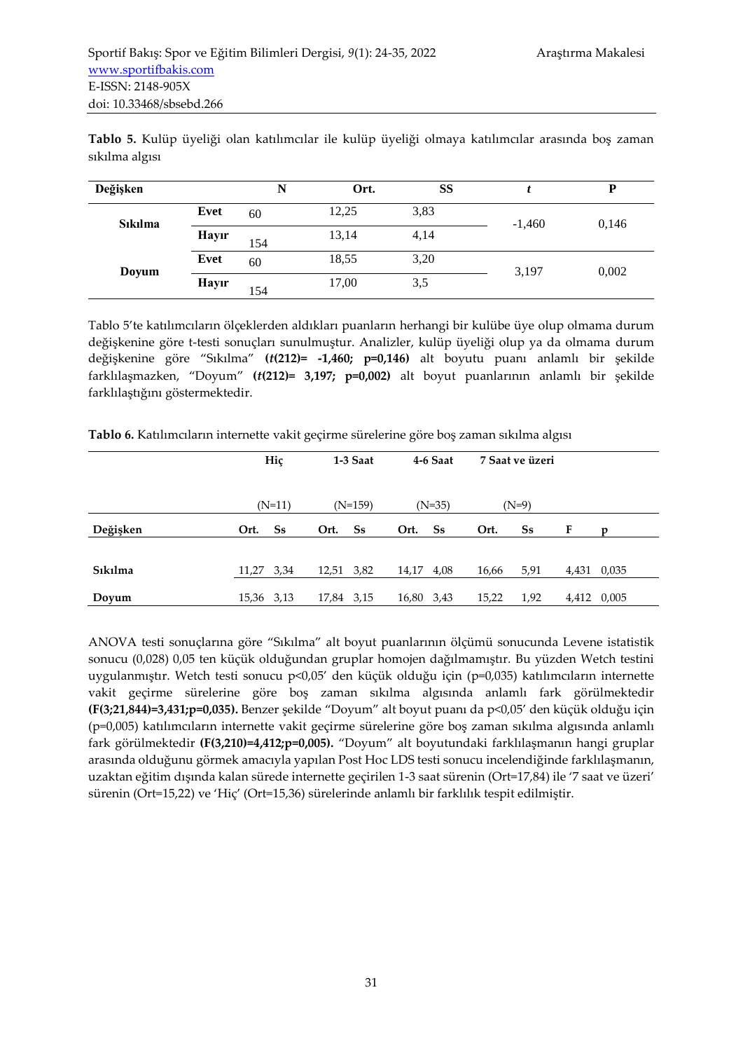**Tablo 5.** Kulüp üyeliği olan katılımcılar ile kulüp üyeliği olmaya katılımcılar arasında boş zaman sıkılma algısı

| Değişken | | N | Ort. | SS | *t* | P |
|---|---|---|---|---|---|---|
| **Sıkılma** | **Evet** | 60 | 12,25 | 3,83 | -1,460 | 0,146 |
| | **Hayır** | 154 | 13,14 | 4,14 | | |
| **Doyum** | **Evet** | 60 | 18,55 | 3,20 | 3,197 | 0,002 |
| | **Hayır** | 154 | 17,00 | 3,5 | | |

Tablo 5'te katılımcıların ölçeklerden aldıkları puanların herhangi bir kulübe üye olup olmama durum değişkenine göre t-testi sonuçları sunulmuştur. Analizler, kulüp üyeliği olup ya da olmama durum değişkenine göre "Sıkılma" **($t$(212)= -1,460; p=0,146)** alt boyutu puanı anlamlı bir şekilde farklılaşmazken, "Doyum" **($t$(212)= 3,197; p=0,002)** alt boyut puanlarının anlamlı bir şekilde farklılaştığını göstermektedir.

**Tablo 6.** Katılımcıların internette vakit geçirme sürelerine göre boş zaman sıkılma algısı

| | **Hiç** (N=11) | | **1-3 Saat** (N=159) | | **4-6 Saat** (N=35) | | **7 Saat ve üzeri** (N=9) | | | |
|---|---|---|---|---|---|---|---|---|---|---|
| **Değişken** | **Ort.** | **Ss** | **Ort.** | **Ss** | **Ort.** | **Ss** | **Ort.** | **Ss** | **F** | **p** |
| **Sıkılma** | 11,27 | 3,34 | 12,51 | 3,82 | 14,17 | 4,08 | 16,66 | 5,91 | 4,431 | 0,035 |
| **Doyum** | 15,36 | 3,13 | 17,84 | 3,15 | 16,80 | 3,43 | 15,22 | 1,92 | 4,412 | 0,005 |

ANOVA testi sonuçlarına göre "Sıkılma" alt boyut puanlarının ölçümü sonucunda Levene istatistik sonucu (0,028) 0,05 ten küçük olduğundan gruplar homojen dağılmamıştır. Bu yüzden Wetch testini uygulanmıştır. Wetch testi sonucu p<0,05' den küçük olduğu için (p=0,035) katılımcıların internette vakit geçirme sürelerine göre boş zaman sıkılma algısında anlamlı fark görülmektedir **($F$(3;21,844)=3,431;p=0,035).** Benzer şekilde "Doyum" alt boyut puanı da p<0,05' den küçük olduğu için (p=0,005) katılımcıların internette vakit geçirme sürelerine göre boş zaman sıkılma algısında anlamlı fark görülmektedir **($F$(3,210)=4,412;p=0,005).** "Doyum" alt boyutundaki farklılaşmanın hangi gruplar arasında olduğunu görmek amacıyla yapılan Post Hoc LDS testi sonucu incelendiğinde farklılaşmanın, uzaktan eğitim dışında kalan sürede internette geçirilen 1-3 saat sürenin (Ort=17,84) ile '7 saat ve üzeri' sürenin (Ort=15,22) ve 'Hiç' (Ort=15,36) sürelerinde anlamlı bir farklılık tespit edilmiştir.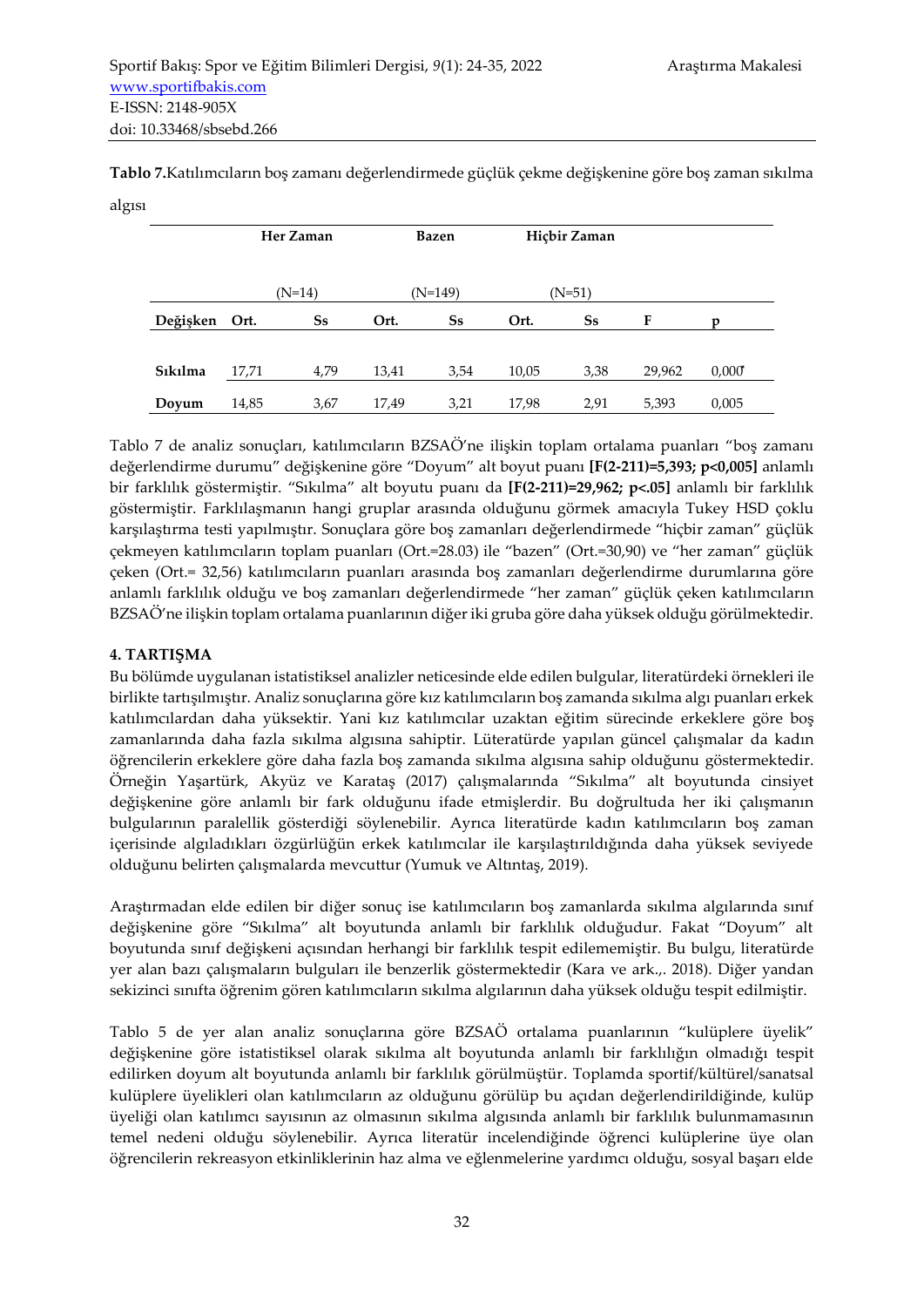**Tablo 7.**Katılımcıların boş zamanı değerlendirmede güçlük çekme değişkenine göre boş zaman sıkılma algısı

| | Her Zaman | | Bazen | | Hiçbir Zaman | | | |
|---|---|---|---|---|---|---|---|---|
| | (N=14) | | (N=149) | | (N=51) | | | |
| **Değişken** | **Ort.** | **Ss** | **Ort.** | **Ss** | **Ort.** | **Ss** | **F** | **p** |
| **Sıkılma** | 17,71 | 4,79 | 13,41 | 3,54 | 10,05 | 3,38 | 29,962 | 0,000* |
| **Doyum** | 14,85 | 3,67 | 17,49 | 3,21 | 17,98 | 2,91 | 5,393 | 0,005 |

Tablo 7 de analiz sonuçları, katılımcıların BZSAÖ'ne ilişkin toplam ortalama puanları "boş zamanı değerlendirme durumu" değişkenine göre "Doyum" alt boyut puanı **[F(2-211)=5,393; p<0,005]** anlamlı bir farklılık göstermiştir. "Sıkılma" alt boyutu puanı da **[F(2-211)=29,962; p<.05]** anlamlı bir farklılık göstermiştir. Farklılaşmanın hangi gruplar arasında olduğunu görmek amacıyla Tukey HSD çoklu karşılaştırma testi yapılmıştır. Sonuçlara göre boş zamanları değerlendirmede "hiçbir zaman" güçlük çekmeyen katılımcıların toplam puanları (Ort.=28.03) ile "bazen" (Ort.=30,90) ve "her zaman" güçlük çeken (Ort.= 32,56) katılımcıların puanları arasında boş zamanları değerlendirme durumlarına göre anlamlı farklılık olduğu ve boş zamanları değerlendirmede "her zaman" güçlük çeken katılımcıların BZSAÖ'ne ilişkin toplam ortalama puanlarının diğer iki gruba göre daha yüksek olduğu görülmektedir.

## 4. TARTIŞMA

Bu bölümde uygulanan istatistiksel analizler neticesinde elde edilen bulgular, literatürdeki örnekleri ile birlikte tartışılmıştır. Analiz sonuçlarına göre kız katılımcıların boş zamanda sıkılma algı puanları erkek katılımcılardan daha yüksektir. Yani kız katılımcılar uzaktan eğitim sürecinde erkeklere göre boş zamanlarında daha fazla sıkılma algısına sahiptir. Lüteratürde yapılan güncel çalışmalar da kadın öğrencilerin erkeklere göre daha fazla boş zamanda sıkılma algısına sahip olduğunu göstermektedir. Örneğin Yaşartürk, Akyüz ve Karataş (2017) çalışmalarında "Sıkılma" alt boyutunda cinsiyet değişkenine göre anlamlı bir fark olduğunu ifade etmişlerdir. Bu doğrultuda her iki çalışmanın bulgularının paralellik gösterdiği söylenebilir. Ayrıca literatürde kadın katılımcıların boş zaman içerisinde algıladıkları özgürlüğün erkek katılımcılar ile karşılaştırıldığında daha yüksek seviyede olduğunu belirten çalışmalarda mevcuttur (Yumuk ve Altıntaş, 2019).

Araştırmadan elde edilen bir diğer sonuç ise katılımcıların boş zamanlarda sıkılma algılarında sınıf değişkenine göre "Sıkılma" alt boyutunda anlamlı bir farklılık olduğudur. Fakat "Doyum" alt boyutunda sınıf değişkeni açısından herhangi bir farklılık tespit edilememiştir. Bu bulgu, literatürde yer alan bazı çalışmaların bulguları ile benzerlik göstermektedir (Kara ve ark.,. 2018). Diğer yandan sekizinci sınıfta öğrenim gören katılımcıların sıkılma algılarının daha yüksek olduğu tespit edilmiştir.

Tablo 5 de yer alan analiz sonuçlarına göre BZSAÖ ortalama puanlarının "kulüplere üyelik" değişkenine göre istatistiksel olarak sıkılma alt boyutunda anlamlı bir farklılığın olmadığı tespit edilirken doyum alt boyutunda anlamlı bir farklılık görülmüştür. Toplamda sportif/kültürel/sanatsal kulüplere üyelikleri olan katılımcıların az olduğunu görülüp bu açıdan değerlendirildiğinde, kulüp üyeliği olan katılımcı sayısının az olmasının sıkılma algısında anlamlı bir farklılık bulunmamasının temel nedeni olduğu söylenebilir. Ayrıca literatür incelendiğinde öğrenci kulüplerine üye olan öğrencilerin rekreasyon etkinliklerinin haz alma ve eğlenmelerine yardımcı olduğu, sosyal başarı elde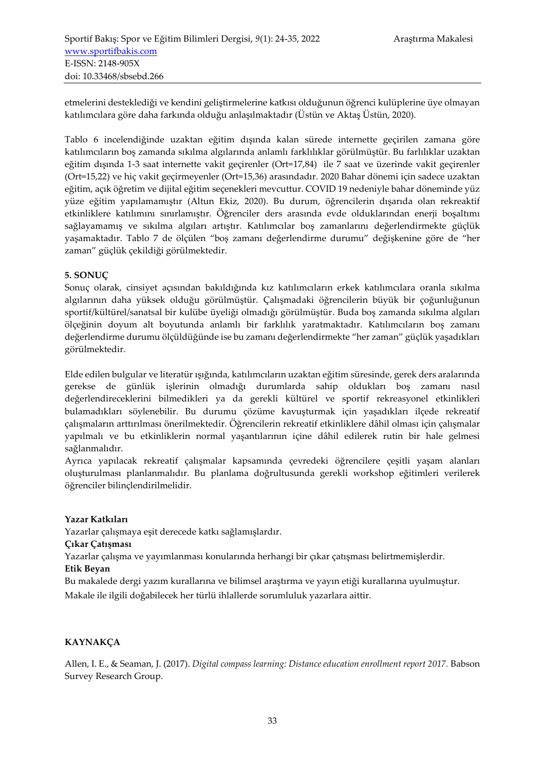etmelerini desteklediği ve kendini geliştirmelerine katkısı olduğunun öğrenci kulüplerine üye olmayan katılımcılara göre daha farkında olduğu anlaşılmaktadır (Üstün ve Aktaş Üstün, 2020).

Tablo 6 incelendiğinde uzaktan eğitim dışında kalan sürede internette geçirilen zamana göre katılımcıların boş zamanda sıkılma algılarında anlamlı farklılıklar görülmüştür. Bu farlılıklar uzaktan eğitim dışında 1-3 saat internette vakit geçirenler (Ort=17,84) ile 7 saat ve üzerinde vakit geçirenler (Ort=15,22) ve hiç vakit geçirmeyenler (Ort=15,36) arasındadır. 2020 Bahar dönemi için sadece uzaktan eğitim, açık öğretim ve dijital eğitim seçenekleri mevcuttur. COVID 19 nedeniyle bahar döneminde yüz yüze eğitim yapılamamıştır (Altun Ekiz, 2020). Bu durum, öğrencilerin dışarıda olan rekreaktif etkinliklere katılımını sınırlamıştır. Öğrenciler ders arasında evde olduklarından enerji boşaltımı sağlayamamış ve sıkılma algıları artıştır. Katılımcılar boş zamanlarını değerlendirmekte güçlük yaşamaktadır. Tablo 7 de ölçülen "boş zamanı değerlendirme durumu" değişkenine göre de "her zaman" güçlük çekildiği görülmektedir.

## 5. SONUÇ

Sonuç olarak, cinsiyet açısından bakıldığında kız katılımcıların erkek katılımcılara oranla sıkılma algılarının daha yüksek olduğu görülmüştür. Çalışmadaki öğrencilerin büyük bir çoğunluğunun sportif/kültürel/sanatsal bir kulübe üyeliği olmadığı görülmüştür. Buda boş zamanda sıkılma algıları ölçeğinin doyum alt boyutunda anlamlı bir farklılık yaratmaktadır. Katılımcıların boş zamanı değerlendirme durumu ölçüldüğünde ise bu zamanı değerlendirmekte "her zaman" güçlük yaşadıkları görülmektedir.

Elde edilen bulgular ve literatür ışığında, katılımcıların uzaktan eğitim süresinde, gerek ders aralarında gerekse de günlük işlerinin olmadığı durumlarda sahip oldukları boş zamanı nasıl değerlendireceklerini bilmedikleri ya da gerekli kültürel ve sportif rekreasyonel etkinlikleri bulamadıkları söylenebilir. Bu durumu çözüme kavuşturmak için yaşadıkları ilçede rekreatif çalışmaların arttırılması önerilmektedir. Öğrencilerin rekreatif etkinliklere dâhil olması için çalışmalar yapılmalı ve bu etkinliklerin normal yaşantılarının içine dâhil edilerek rutin bir hale gelmesi sağlanmalıdır.

Ayrıca yapılacak rekreatif çalışmalar kapsamında çevredeki öğrencilere çeşitli yaşam alanları oluşturulması planlanmalıdır. Bu planlama doğrultusunda gerekli workshop eğitimleri verilerek öğrenciler bilinçlendirilmelidir.

**Yazar Katkıları**

Yazarlar çalışmaya eşit derecede katkı sağlamışlardır.

**Çıkar Çatışması**

Yazarlar çalışma ve yayımlanması konularında herhangi bir çıkar çatışması belirtmemişlerdir.

**Etik Beyan**

Bu makalede dergi yazım kurallarına ve bilimsel araştırma ve yayın etiği kurallarına uyulmuştur.

Makale ile ilgili doğabilecek her türlü ihlallerde sorumluluk yazarlara aittir.

## KAYNAKÇA

Allen, I. E., & Seaman, J. (2017). *Digital compass learning: Distance education enrollment report 2017.* Babson Survey Research Group.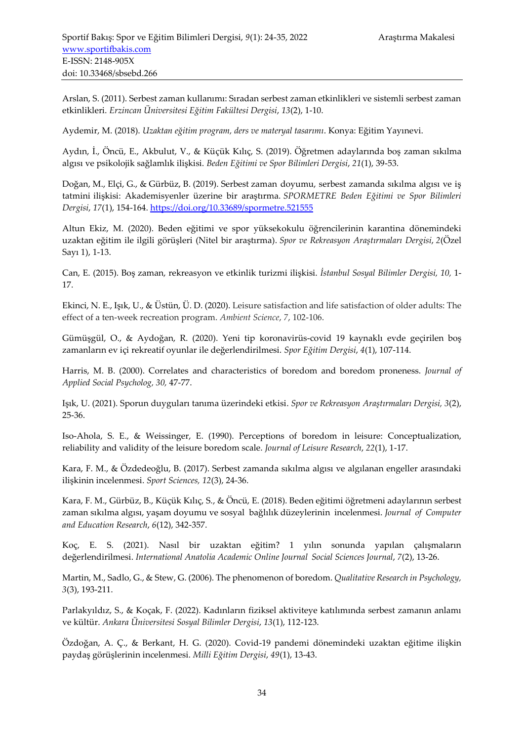Arslan, S. (2011). Serbest zaman kullanımı: Sıradan serbest zaman etkinlikleri ve sistemli serbest zaman etkinlikleri. *Erzincan Üniversitesi Eğitim Fakültesi Dergisi*, *13*(2), 1-10.

Aydemir, M. (2018). *Uzaktan eğitim program, ders ve materyal tasarımı*. Konya: Eğitim Yayınevi.

Aydın, İ., Öncü, E., Akbulut, V., & Küçük Kılıç, S. (2019). Öğretmen adaylarında boş zaman sıkılma algısı ve psikolojik sağlamlık ilişkisi. *Beden Eğitimi ve Spor Bilimleri Dergisi*, *21*(1), 39-53.

Doğan, M., Elçi, G., & Gürbüz, B. (2019). Serbest zaman doyumu, serbest zamanda sıkılma algısı ve iş tatmini ilişkisi: Akademisyenler üzerine bir araştırma. *SPORMETRE Beden Eğitimi ve Spor Bilimleri Dergisi*, *17*(1), 154-164. https://doi.org/10.33689/spormetre.521555

Altun Ekiz, M. (2020). Beden eğitimi ve spor yüksekokulu öğrencilerinin karantina dönemindeki uzaktan eğitim ile ilgili görüşleri (Nitel bir araştırma). *Spor ve Rekreasyon Araştırmaları Dergisi*, *2*(Özel Sayı 1), 1-13.

Can, E. (2015). Boş zaman, rekreasyon ve etkinlik turizmi ilişkisi. *İstanbul Sosyal Bilimler Dergisi, 10,* 1-17.

Ekinci, N. E., Işık, U., & Üstün, Ü. D. (2020). Leisure satisfaction and life satisfaction of older adults: The effect of a ten-week recreation program. *Ambient Science*, *7*, 102-106.

Gümüşgül, O., & Aydoğan, R. (2020). Yeni tip koronavirüs-covid 19 kaynaklı evde geçirilen boş zamanların ev içi rekreatif oyunlar ile değerlendirilmesi. *Spor Eğitim Dergisi*, *4*(1), 107-114.

Harris, M. B. (2000). Correlates and characteristics of boredom and boredom proneness. *Journal of Applied Social Psycholog, 30,* 47-77.

Işık, U. (2021). Sporun duyguları tanıma üzerindeki etkisi. *Spor ve Rekreasyon Araştırmaları Dergisi*, *3*(2), 25-36.

Iso-Ahola, S. E., & Weissinger, E. (1990). Perceptions of boredom in leisure: Conceptualization, reliability and validity of the leisure boredom scale. *Journal of Leisure Research*, *22*(1), 1-17.

Kara, F. M., & Özdedeoğlu, B. (2017). Serbest zamanda sıkılma algısı ve algılanan engeller arasındaki ilişkinin incelenmesi. *Sport Sciences, 12*(3), 24-36.

Kara, F. M., Gürbüz, B., Küçük Kılıç, S., & Öncü, E. (2018). Beden eğitimi öğretmeni adaylarının serbest zaman sıkılma algısı, yaşam doyumu ve sosyal bağlılık düzeylerinin incelenmesi. *Journal of Computer and Education Research*, *6*(12), 342-357.

Koç, E. S. (2021). Nasıl bir uzaktan eğitim? 1 yılın sonunda yapılan çalışmaların değerlendirilmesi. *International Anatolia Academic Online Journal Social Sciences Journal*, *7*(2), 13-26.

Martin, M., Sadlo, G., & Stew, G. (2006). The phenomenon of boredom. *Qualitative Research in Psychology, 3*(3), 193-211.

Parlakyıldız, S., & Koçak, F. (2022). Kadınların fiziksel aktiviteye katılımında serbest zamanın anlamı ve kültür. *Ankara Üniversitesi Sosyal Bilimler Dergisi*, *13*(1), 112-123.

Özdoğan, A. Ç., & Berkant, H. G. (2020). Covid-19 pandemi dönemindeki uzaktan eğitime ilişkin paydaş görüşlerinin incelenmesi. *Milli Eğitim Dergisi*, *49*(1), 13-43.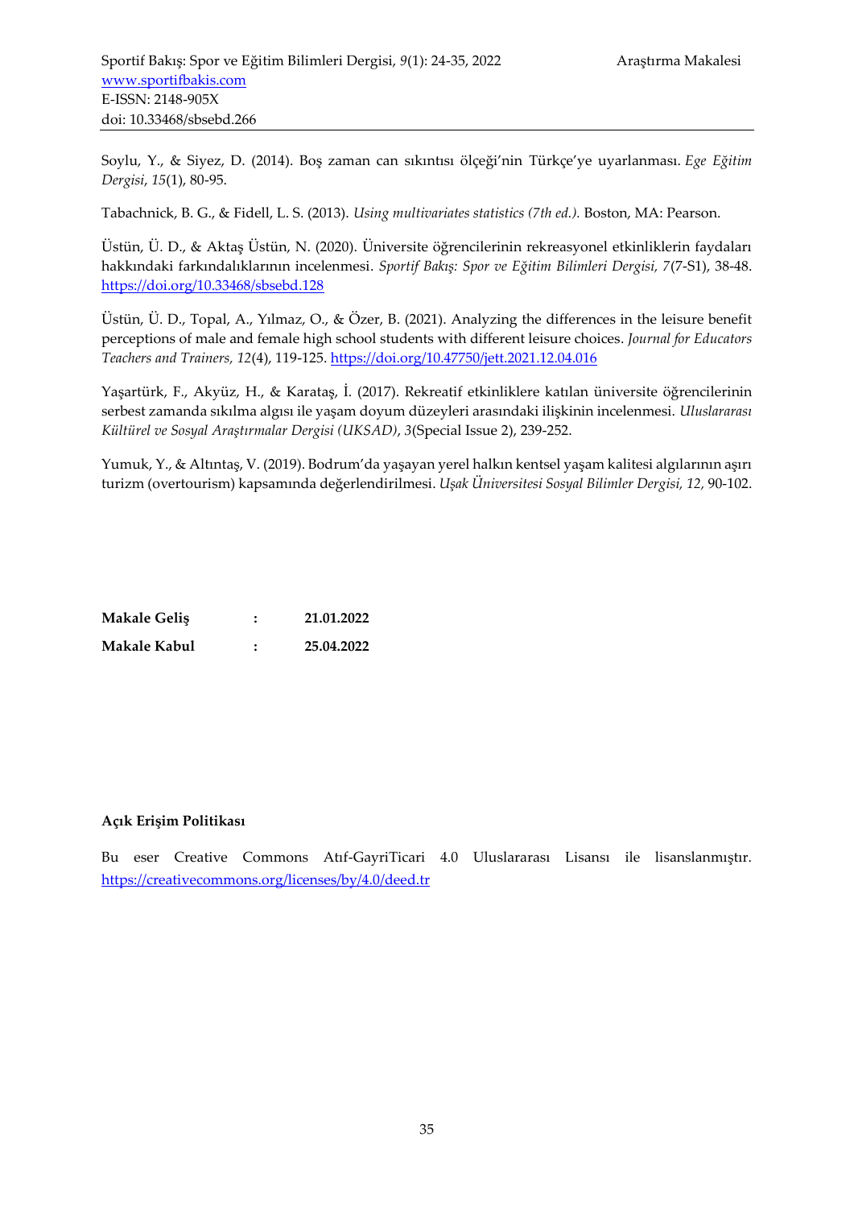Soylu, Y., & Siyez, D. (2014). Boş zaman can sıkıntısı ölçeği'nin Türkçe'ye uyarlanması. *Ege Eğitim Dergisi*, *15*(1), 80-95.

Tabachnick, B. G., & Fidell, L. S. (2013). *Using multivariates statistics (7th ed.).* Boston, MA: Pearson.

Üstün, Ü. D., & Aktaş Üstün, N. (2020). Üniversite öğrencilerinin rekreasyonel etkinliklerin faydaları hakkındaki farkındalıklarının incelenmesi. *Sportif Bakış: Spor ve Eğitim Bilimleri Dergisi, 7*(7-S1), 38-48. https://doi.org/10.33468/sbsebd.128

Üstün, Ü. D., Topal, A., Yılmaz, O., & Özer, B. (2021). Analyzing the differences in the leisure benefit perceptions of male and female high school students with different leisure choices. *Journal for Educators Teachers and Trainers, 12*(4), 119-125. https://doi.org/10.47750/jett.2021.12.04.016

Yaşartürk, F., Akyüz, H., & Karataş, İ. (2017). Rekreatif etkinliklere katılan üniversite öğrencilerinin serbest zamanda sıkılma algısı ile yaşam doyum düzeyleri arasındaki ilişkinin incelenmesi. *Uluslararası Kültürel ve Sosyal Araştırmalar Dergisi (UKSAD), 3*(Special Issue 2), 239-252.

Yumuk, Y., & Altıntaş, V. (2019). Bodrum'da yaşayan yerel halkın kentsel yaşam kalitesi algılarının aşırı turizm (overtourism) kapsamında değerlendirilmesi. *Uşak Üniversitesi Sosyal Bilimler Dergisi, 12,* 90-102.

**Makale Geliş** : **21.01.2022**

**Makale Kabul** : **25.04.2022**

**Açık Erişim Politikası**

Bu eser Creative Commons Atıf-GayriTicari 4.0 Uluslararası Lisansı ile lisanslanmıştır. https://creativecommons.org/licenses/by/4.0/deed.tr